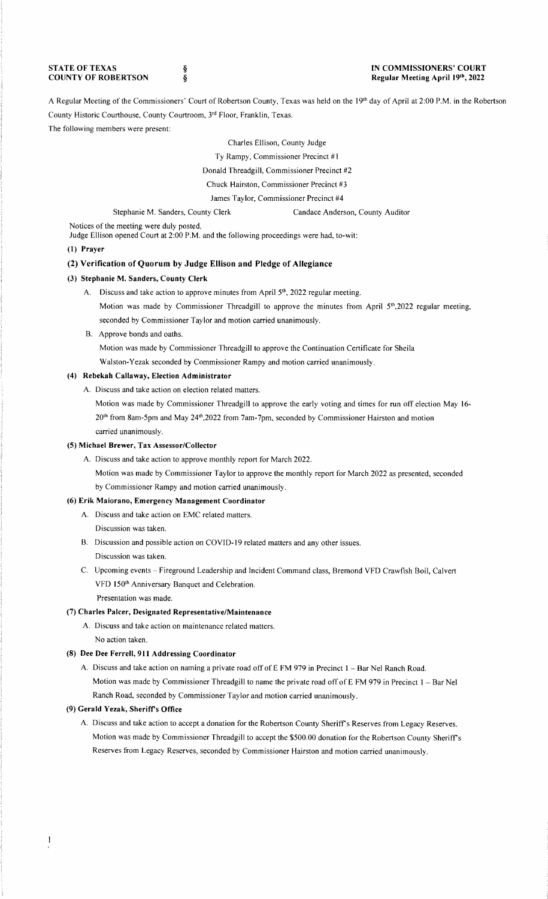**STATE OF TEXAS** §
**COUNTY OF ROBERTSON** §

**IN COMMISSIONERS' COURT**
**Regular Meeting April 19th, 2022**

A Regular Meeting of the Commissioners' Court of Robertson County, Texas was held on the 19th day of April at 2:00 P.M. in the Robertson County Historic Courthouse, County Courtroom, 3rd Floor, Franklin, Texas.

The following members were present:

Charles Ellison, County Judge
Ty Rampy, Commissioner Precinct #1
Donald Threadgill, Commissioner Precinct #2
Chuck Hairston, Commissioner Precinct #3
James Taylor, Commissioner Precinct #4

Stephanie M. Sanders, County Clerk    Candace Anderson, County Auditor

Notices of the meeting were duly posted.
Judge Ellison opened Court at 2:00 P.M. and the following proceedings were had, to-wit:

**(1) Prayer**

**(2) Verification of Quorum by Judge Ellison and Pledge of Allegiance**

**(3) Stephanie M. Sanders, County Clerk**

A. Discuss and take action to approve minutes from April 5th, 2022 regular meeting.
Motion was made by Commissioner Threadgill to approve the minutes from April 5th,2022 regular meeting, seconded by Commissioner Taylor and motion carried unanimously.

B. Approve bonds and oaths.
Motion was made by Commissioner Threadgill to approve the Continuation Certificate for Sheila Walston-Yezak seconded by Commissioner Rampy and motion carried unanimously.

**(4) Rebekah Callaway, Election Administrator**

A. Discuss and take action on election related matters.
Motion was made by Commissioner Threadgill to approve the early voting and times for run off election May 16-20th from 8am-5pm and May 24th,2022 from 7am-7pm, seconded by Commissioner Hairston and motion carried unanimously.

**(5) Michael Brewer, Tax Assessor/Collector**

A. Discuss and take action to approve monthly report for March 2022.
Motion was made by Commissioner Taylor to approve the monthly report for March 2022 as presented, seconded by Commissioner Rampy and motion carried unanimously.

**(6) Erik Maiorano, Emergency Management Coordinator**

A. Discuss and take action on EMC related matters.
Discussion was taken.

B. Discussion and possible action on COVID-19 related matters and any other issues.
Discussion was taken.

C. Upcoming events – Fireground Leadership and Incident Command class, Bremond VFD Crawfish Boil, Calvert VFD 150th Anniversary Banquet and Celebration.
Presentation was made.

**(7) Charles Palcer, Designated Representative/Maintenance**

A. Discuss and take action on maintenance related matters.
No action taken.

**(8) Dee Dee Ferrell, 911 Addressing Coordinator**

A. Discuss and take action on naming a private road off of E FM 979 in Precinct 1 – Bar Nel Ranch Road.
Motion was made by Commissioner Threadgill to name the private road off of E FM 979 in Precinct 1 – Bar Nel Ranch Road, seconded by Commissioner Taylor and motion carried unanimously.

**(9) Gerald Yezak, Sheriff's Office**

A. Discuss and take action to accept a donation for the Robertson County Sheriff's Reserves from Legacy Reserves.
Motion was made by Commissioner Threadgill to accept the $500.00 donation for the Robertson County Sheriff's Reserves from Legacy Reserves, seconded by Commissioner Hairston and motion carried unanimously.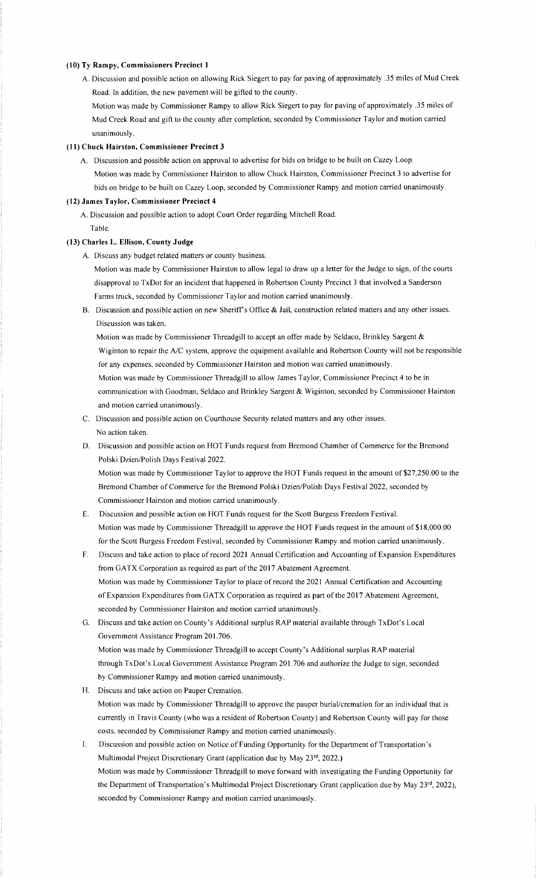### (10) Ty Rampy, Commissioners Precinct 1

A. Discussion and possible action on allowing Rick Siegert to pay for paving of approximately .35 miles of Mud Creek Road. In addition, the new pavement will be gifted to the county.

Motion was made by Commissioner Rampy to allow Rick Siegert to pay for paving of approximately .35 miles of Mud Creek Road and gift to the county after completion, seconded by Commissioner Taylor and motion carried unanimously.

### (11) Chuck Hairston, Commissioner Precinct 3

A. Discussion and possible action on approval to advertise for bids on bridge to be built on Cazey Loop.

Motion was made by Commissioner Hairston to allow Chuck Hairston, Commissioner Precinct 3 to advertise for bids on bridge to be built on Cazey Loop, seconded by Commissioner Rampy and motion carried unanimously.

### (12) James Taylor, Commissioner Precinct 4

A. Discussion and possible action to adopt Court Order regarding Mitchell Road.

Table.

### (13) Charles L. Ellison, County Judge

A. Discuss any budget related matters or county business.

Motion was made by Commissioner Hairston to allow legal to draw up a letter for the Judge to sign, of the courts disapproval to TxDot for an incident that happened in Robertson County Precinct 3 that involved a Sanderson Farms truck, seconded by Commissioner Taylor and motion carried unanimously.

B. Discussion and possible action on new Sheriff's Office & Jail, construction related matters and any other issues.

Discussion was taken.

Motion was made by Commissioner Threadgill to accept an offer made by Seldaco, Brinkley Sargent & Wiginton to repair the A/C system, approve the equipment available and Robertson County will not be responsible for any expenses, seconded by Commissioner Hairston and motion was carried unanimously.

Motion was made by Commissioner Threadgill to allow James Taylor, Commissioner Precinct 4 to be in communication with Goodman, Seldaco and Brinkley Sargent & Wiginton, seconded by Commissioner Hairston and motion carried unanimously.

C. Discussion and possible action on Courthouse Security related matters and any other issues.

No action taken.

D. Discussion and possible action on HOT Funds request from Bremond Chamber of Commerce for the Bremond Polski Dzien/Polish Days Festival 2022.

Motion was made by Commissioner Taylor to approve the HOT Funds request in the amount of $27,250.00 to the Bremond Chamber of Commerce for the Bremond Polski Dzien/Polish Days Festival 2022, seconded by Commissioner Hairston and motion carried unanimously.

E. Discussion and possible action on HOT Funds request for the Scott Burgess Freedom Festival.

Motion was made by Commissioner Threadgill to approve the HOT Funds request in the amount of $18,000.00 for the Scott Burgess Freedom Festival, seconded by Commissioner Rampy and motion carried unanimously.

F. Discuss and take action to place of record 2021 Annual Certification and Accounting of Expansion Expenditures from GATX Corporation as required as part of the 2017 Abatement Agreement.

Motion was made by Commissioner Taylor to place of record the 2021 Annual Certification and Accounting of Expansion Expenditures from GATX Corporation as required as part of the 2017 Abatement Agreement, seconded by Commissioner Hairston and motion carried unanimously.

G. Discuss and take action on County's Additional surplus RAP material available through TxDot's Local Government Assistance Program 201.706.

Motion was made by Commissioner Threadgill to accept County's Additional surplus RAP material through TxDot's Local Government Assistance Program 201.706 and authorize the Judge to sign, seconded by Commissioner Rampy and motion carried unanimously.

H. Discuss and take action on Pauper Cremation.

Motion was made by Commissioner Threadgill to approve the pauper burial/cremation for an individual that is currently in Travis County (who was a resident of Robertson County) and Robertson County will pay for those costs, seconded by Commissioner Rampy and motion carried unanimously.

I. Discussion and possible action on Notice of Funding Opportunity for the Department of Transportation's Multimodal Project Discretionary Grant (application due by May 23rd, 2022.)

Motion was made by Commissioner Threadgill to move forward with investigating the Funding Opportunity for the Department of Transportation's Multimodal Project Discretionary Grant (application due by May 23rd, 2022), seconded by Commissioner Rampy and motion carried unanimously.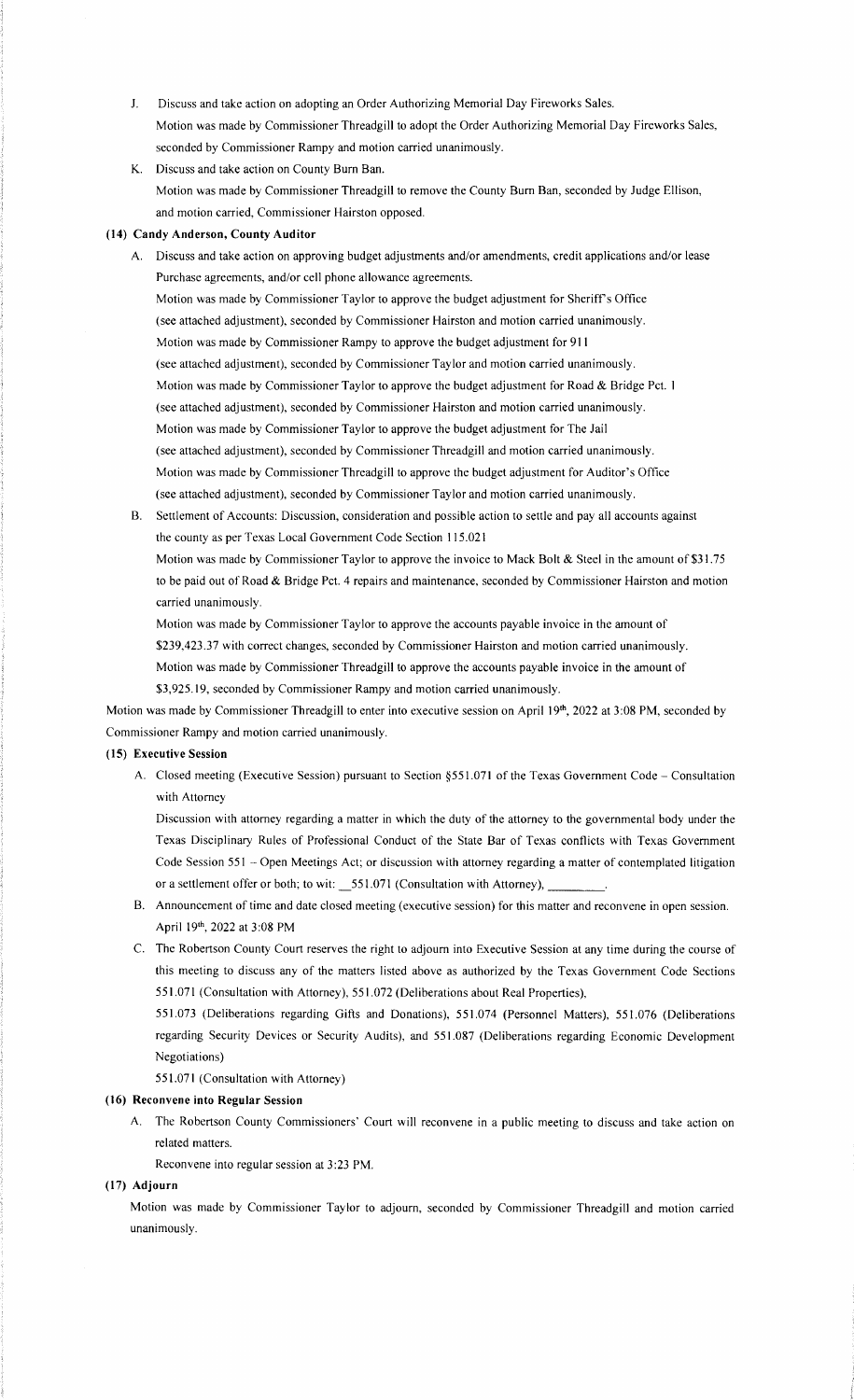J. Discuss and take action on adopting an Order Authorizing Memorial Day Fireworks Sales.
   Motion was made by Commissioner Threadgill to adopt the Order Authorizing Memorial Day Fireworks Sales, seconded by Commissioner Rampy and motion carried unanimously.

K. Discuss and take action on County Burn Ban.
   Motion was made by Commissioner Threadgill to remove the County Burn Ban, seconded by Judge Ellison, and motion carried, Commissioner Hairston opposed.

**(14) Candy Anderson, County Auditor**

A. Discuss and take action on approving budget adjustments and/or amendments, credit applications and/or lease Purchase agreements, and/or cell phone allowance agreements.
   Motion was made by Commissioner Taylor to approve the budget adjustment for Sheriff's Office (see attached adjustment), seconded by Commissioner Hairston and motion carried unanimously.
   Motion was made by Commissioner Rampy to approve the budget adjustment for 911 (see attached adjustment), seconded by Commissioner Taylor and motion carried unanimously.
   Motion was made by Commissioner Taylor to approve the budget adjustment for Road & Bridge Pct. 1 (see attached adjustment), seconded by Commissioner Hairston and motion carried unanimously.
   Motion was made by Commissioner Taylor to approve the budget adjustment for The Jail (see attached adjustment), seconded by Commissioner Threadgill and motion carried unanimously.
   Motion was made by Commissioner Threadgill to approve the budget adjustment for Auditor's Office (see attached adjustment), seconded by Commissioner Taylor and motion carried unanimously.

B. Settlement of Accounts: Discussion, consideration and possible action to settle and pay all accounts against the county as per Texas Local Government Code Section 115.021
   Motion was made by Commissioner Taylor to approve the invoice to Mack Bolt & Steel in the amount of $31.75 to be paid out of Road & Bridge Pct. 4 repairs and maintenance, seconded by Commissioner Hairston and motion carried unanimously.
   Motion was made by Commissioner Taylor to approve the accounts payable invoice in the amount of $239,423.37 with correct changes, seconded by Commissioner Hairston and motion carried unanimously.
   Motion was made by Commissioner Threadgill to approve the accounts payable invoice in the amount of $3,925.19, seconded by Commissioner Rampy and motion carried unanimously.

Motion was made by Commissioner Threadgill to enter into executive session on April 19th, 2022 at 3:08 PM, seconded by Commissioner Rampy and motion carried unanimously.

**(15) Executive Session**

A. Closed meeting (Executive Session) pursuant to Section §551.071 of the Texas Government Code – Consultation with Attorney
   Discussion with attorney regarding a matter in which the duty of the attorney to the governmental body under the Texas Disciplinary Rules of Professional Conduct of the State Bar of Texas conflicts with Texas Government Code Session 551 – Open Meetings Act; or discussion with attorney regarding a matter of contemplated litigation or a settlement offer or both; to wit: \_551.071 (Consultation with Attorney), \_\_\_\_\_\_\_\_.

B. Announcement of time and date closed meeting (executive session) for this matter and reconvene in open session.
   April 19th, 2022 at 3:08 PM

C. The Robertson County Court reserves the right to adjourn into Executive Session at any time during the course of this meeting to discuss any of the matters listed above as authorized by the Texas Government Code Sections 551.071 (Consultation with Attorney), 551.072 (Deliberations about Real Properties), 551.073 (Deliberations regarding Gifts and Donations), 551.074 (Personnel Matters), 551.076 (Deliberations regarding Security Devices or Security Audits), and 551.087 (Deliberations regarding Economic Development Negotiations)
   551.071 (Consultation with Attorney)

**(16) Reconvene into Regular Session**

A. The Robertson County Commissioners' Court will reconvene in a public meeting to discuss and take action on related matters.
   Reconvene into regular session at 3:23 PM.

**(17) Adjourn**

Motion was made by Commissioner Taylor to adjourn, seconded by Commissioner Threadgill and motion carried unanimously.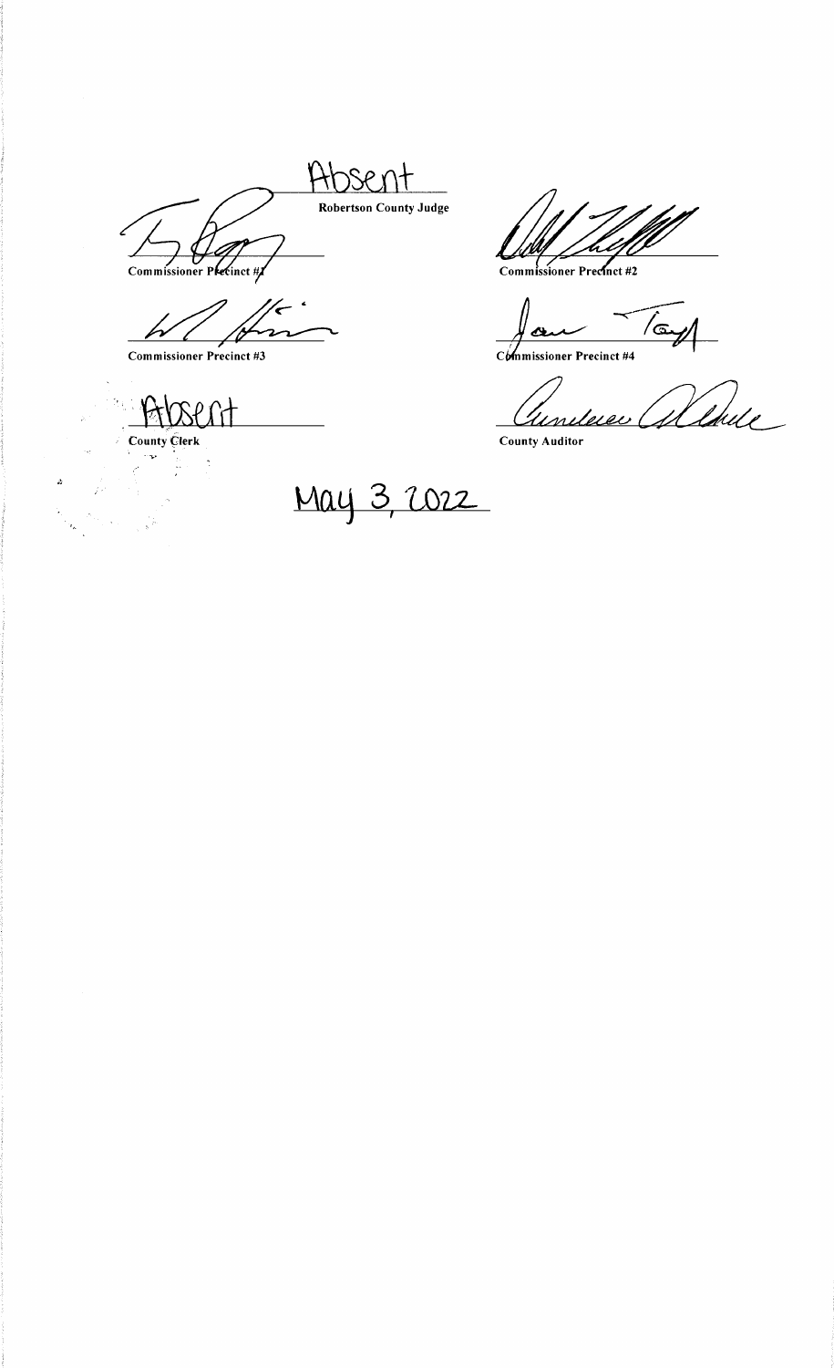Absent

Robertson County Judge

Commissioner Precinct #1

Commissioner Precinct #2

Commissioner Precinct #3

Commissioner Precinct #4

Absent

County Clerk

County Auditor

May 3, 2022